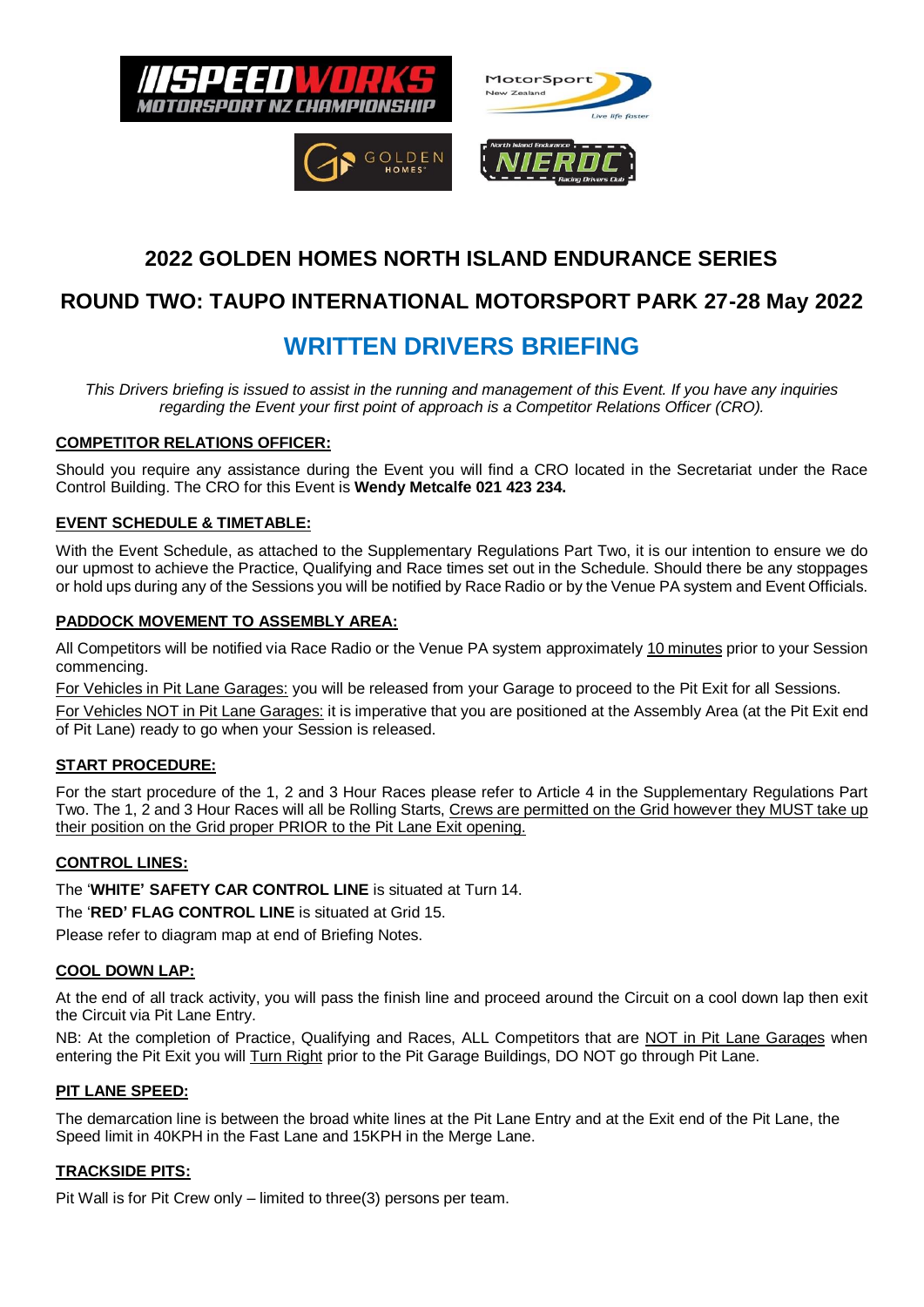# 2022 GOLDEN HOMES NORTH ISLAND ENDURANCE SERIES

## ROUND TWO: TAUPO INTERNATIONAL MOTORSPORT PARK 27-28 May 2022

## WRITTEN DRIVERS BRIEFING

*This Drivers briefing is issued to assist in the running and management of this Event. If you have any inquiries regarding the Event your first point of approach is a Competitor Relations Officer (CRO).*

### COMPETITOR RELATIONS OFFICER:

Should you require any assistance during the Event you will find a CRO located in the Secretariat under the Race Control Building. The CRO for this Event is **Wendy Metcalfe 021 423 234.**

### EVENT SCHEDULE & TIMETABLE:

With the Event Schedule, as attached to the Supplementary Regulations Part Two, it is our intention to ensure we do our upmost to achieve the Practice, Qualifying and Race times set out in the Schedule. Should there be any stoppages or hold ups during any of the Sessions you will be notified by Race Radio or by the Venue PA system and Event Officials.

### PADDOCK MOVEMENT TO ASSEMBLY AREA:

All Competitors will be notified via Race Radio or the Venue PA system approximately 10 minutes prior to your Session commencing.

For Vehicles in Pit Lane Garages: you will be released from your Garage to proceed to the Pit Exit for all Sessions.

For Vehicles NOT in Pit Lane Garages: it is imperative that you are positioned at the Assembly Area (at the Pit Exit end of Pit Lane) ready to go when your Session is released.

### START PROCEDURE:

For the start procedure of the 1, 2 and 3 Hour Races please refer to Article 4 in the Supplementary Regulations Part Two. The 1, 2 and 3 Hour Races will all be Rolling Starts, Crews are permitted on the Grid however they MUST take up their position on the Grid proper PRIOR to the Pit Lane Exit opening.

### CONTROL LINES:

The '**WHITE' SAFETY CAR CONTROL LINE** is situated at Turn 14.

The '**RED' FLAG CONTROL LINE** is situated at Grid 15.

Please refer to diagram map at end of Briefing Notes.

### COOL DOWN LAP:

At the end of all track activity, you will pass the finish line and proceed around the Circuit on a cool down lap then exit the Circuit via Pit Lane Entry.

NB: At the completion of Practice, Qualifying and Races, ALL Competitors that are NOT in Pit Lane Garages when entering the Pit Exit you will Turn Right prior to the Pit Garage Buildings, DO NOT go through Pit Lane.

### PIT LANE SPEED:

The demarcation line is between the broad white lines at the Pit Lane Entry and at the Exit end of the Pit Lane, the Speed limit in 40KPH in the Fast Lane and 15KPH in the Merge Lane.

### TRACKSIDE PITS:

Pit Wall is for Pit Crew only – limited to three(3) persons per team.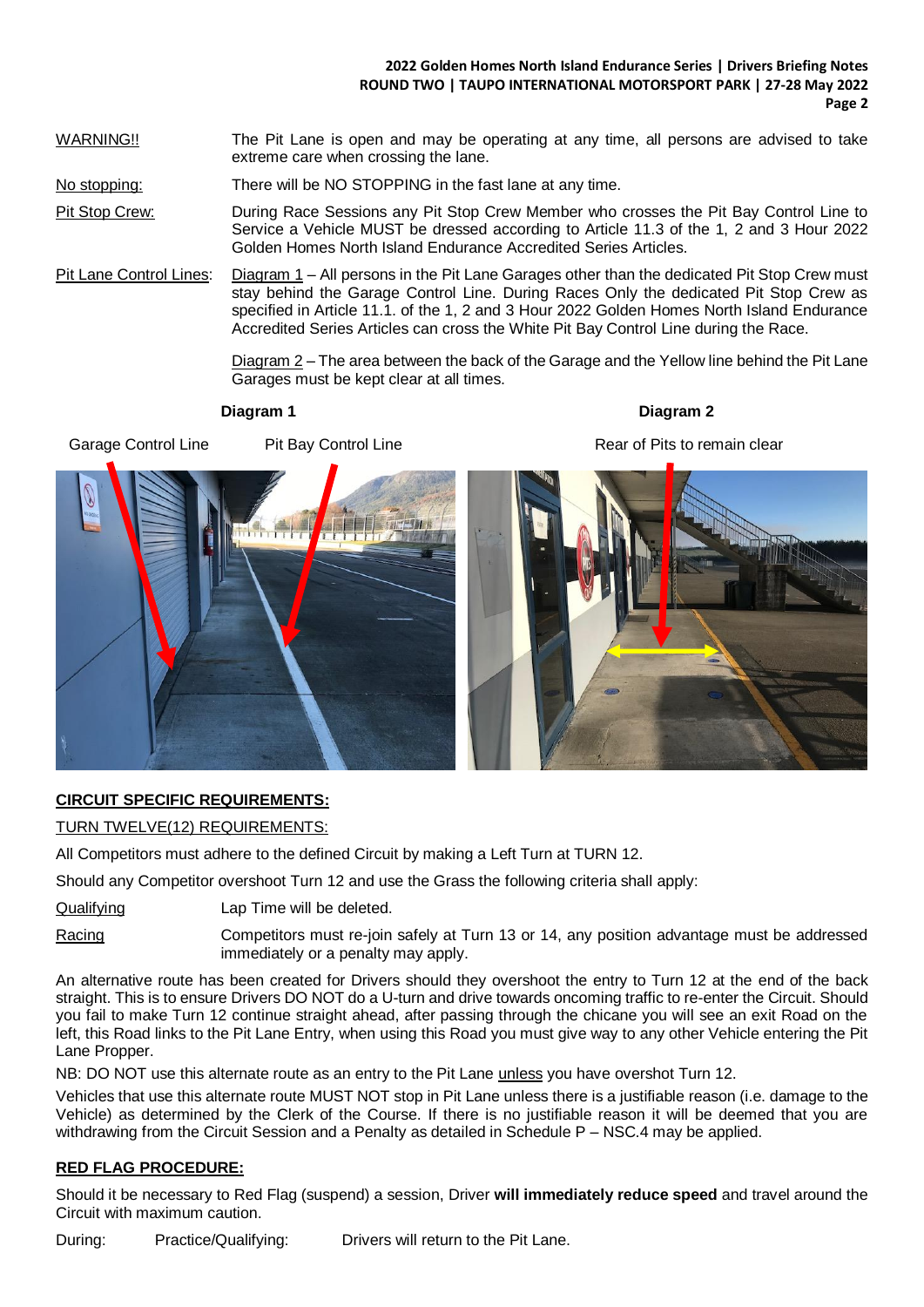WARNING!! The Pit Lane is open and may be operating at any time, all persons are advised to take extreme care when crossing the lane.

No stopping: There will be NO STOPPING in the fast lane at any time.

Pit Stop Crew: During Race Sessions any Pit Stop Crew Member who crosses the Pit Bay Control Line to Service a Vehicle MUST be dressed according to Article 11.3 of the 1, 2 and 3 Hour 2022 Golden Homes North Island Endurance Accredited Series Articles.

Pit Lane Control Lines: Diagram 1 – All persons in the Pit Lane Garages other than the dedicated Pit Stop Crew must stay behind the Garage Control Line. During Races Only the dedicated Pit Stop Crew as specified in Article 11.1. of the 1, 2 and 3 Hour 2022 Golden Homes North Island Endurance Accredited Series Articles can cross the White Pit Bay Control Line during the Race.

Diagram 2 – The area between the back of the Garage and the Yellow line behind the Pit Lane Garages must be kept clear at all times.

**Diagram 1**

Garage Control Line Pit Bay Control Line

**Diagram 2**

Rear of Pits to remain clear

## CIRCUIT SPECIFIC REQUIREMENTS:

### TURN TWELVE(12) REQUIREMENTS:

All Competitors must adhere to the defined Circuit by making a Left Turn at TURN 12.

Should any Competitor overshoot Turn 12 and use the Grass the following criteria shall apply:

Qualifying Lap Time will be deleted.

Racing Competitors must re-join safely at Turn 13 or 14, any position advantage must be addressed immediately or a penalty may apply.

An alternative route has been created for Drivers should they overshoot the entry to Turn 12 at the end of the back straight. This is to ensure Drivers DO NOT do a U-turn and drive towards oncoming traffic to re-enter the Circuit. Should you fail to make Turn 12 continue straight ahead, after passing through the chicane you will see an exit Road on the left, this Road links to the Pit Lane Entry, when using this Road you must give way to any other Vehicle entering the Pit Lane Propper.

NB: DO NOT use this alternate route as an entry to the Pit Lane unless you have overshot Turn 12.

Vehicles that use this alternate route MUST NOT stop in Pit Lane unless there is a justifiable reason (i.e. damage to the Vehicle) as determined by the Clerk of the Course. If there is no justifiable reason it will be deemed that you are withdrawing from the Circuit Session and a Penalty as detailed in Schedule P – NSC.4 may be applied.

## RED FLAG PROCEDURE:

Should it be necessary to Red Flag (suspend) a session, Driver **will immediately reduce speed** and travel around the Circuit with maximum caution.

During: Practice/Qualifying: Drivers will return to the Pit Lane.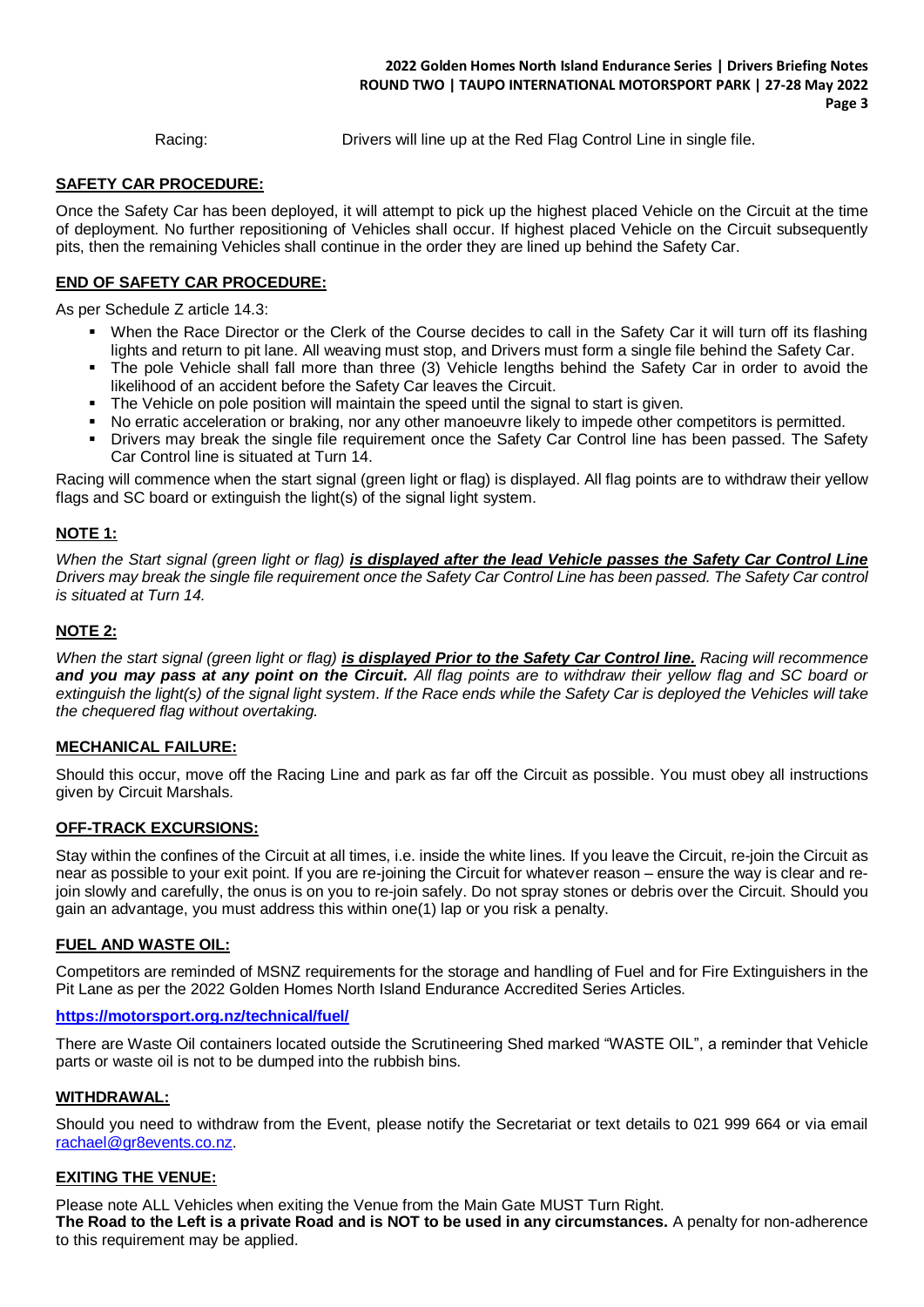Racing: Drivers will line up at the Red Flag Control Line in single file.

**SAFETY CAR PROCEDURE:**

Once the Safety Car has been deployed, it will attempt to pick up the highest placed Vehicle on the Circuit at the time of deployment. No further repositioning of Vehicles shall occur. If highest placed Vehicle on the Circuit subsequently pits, then the remaining Vehicles shall continue in the order they are lined up behind the Safety Car.

**END OF SAFETY CAR PROCEDURE:**

As per Schedule Z article 14.3:

- When the Race Director or the Clerk of the Course decides to call in the Safety Car it will turn off its flashing lights and return to pit lane. All weaving must stop, and Drivers must form a single file behind the Safety Car.
- The pole Vehicle shall fall more than three (3) Vehicle lengths behind the Safety Car in order to avoid the likelihood of an accident before the Safety Car leaves the Circuit.
- The Vehicle on pole position will maintain the speed until the signal to start is given.
- No erratic acceleration or braking, nor any other manoeuvre likely to impede other competitors is permitted.
- Drivers may break the single file requirement once the Safety Car Control line has been passed. The Safety Car Control line is situated at Turn 14.

Racing will commence when the start signal (green light or flag) is displayed. All flag points are to withdraw their yellow flags and SC board or extinguish the light(s) of the signal light system.

**NOTE 1:**

*When the Start signal (green light or flag) **is displayed after the lead Vehicle passes the Safety Car Control Line** Drivers may break the single file requirement once the Safety Car Control Line has been passed. The Safety Car control is situated at Turn 14.*

**NOTE 2:**

*When the start signal (green light or flag) **is displayed Prior to the Safety Car Control line.** Racing will recommence **and you may pass at any point on the Circuit.** All flag points are to withdraw their yellow flag and SC board or extinguish the light(s) of the signal light system. If the Race ends while the Safety Car is deployed the Vehicles will take the chequered flag without overtaking.*

**MECHANICAL FAILURE:**

Should this occur, move off the Racing Line and park as far off the Circuit as possible. You must obey all instructions given by Circuit Marshals.

**OFF-TRACK EXCURSIONS:**

Stay within the confines of the Circuit at all times, i.e. inside the white lines. If you leave the Circuit, re-join the Circuit as near as possible to your exit point. If you are re-joining the Circuit for whatever reason – ensure the way is clear and re-join slowly and carefully, the onus is on you to re-join safely. Do not spray stones or debris over the Circuit. Should you gain an advantage, you must address this within one(1) lap or you risk a penalty.

**FUEL AND WASTE OIL:**

Competitors are reminded of MSNZ requirements for the storage and handling of Fuel and for Fire Extinguishers in the Pit Lane as per the 2022 Golden Homes North Island Endurance Accredited Series Articles.

**https://motorsport.org.nz/technical/fuel/**

There are Waste Oil containers located outside the Scrutineering Shed marked "WASTE OIL", a reminder that Vehicle parts or waste oil is not to be dumped into the rubbish bins.

**WITHDRAWAL:**

Should you need to withdraw from the Event, please notify the Secretariat or text details to 021 999 664 or via email rachael@gr8events.co.nz.

**EXITING THE VENUE:**

Please note ALL Vehicles when exiting the Venue from the Main Gate MUST Turn Right.
**The Road to the Left is a private Road and is NOT to be used in any circumstances.** A penalty for non-adherence to this requirement may be applied.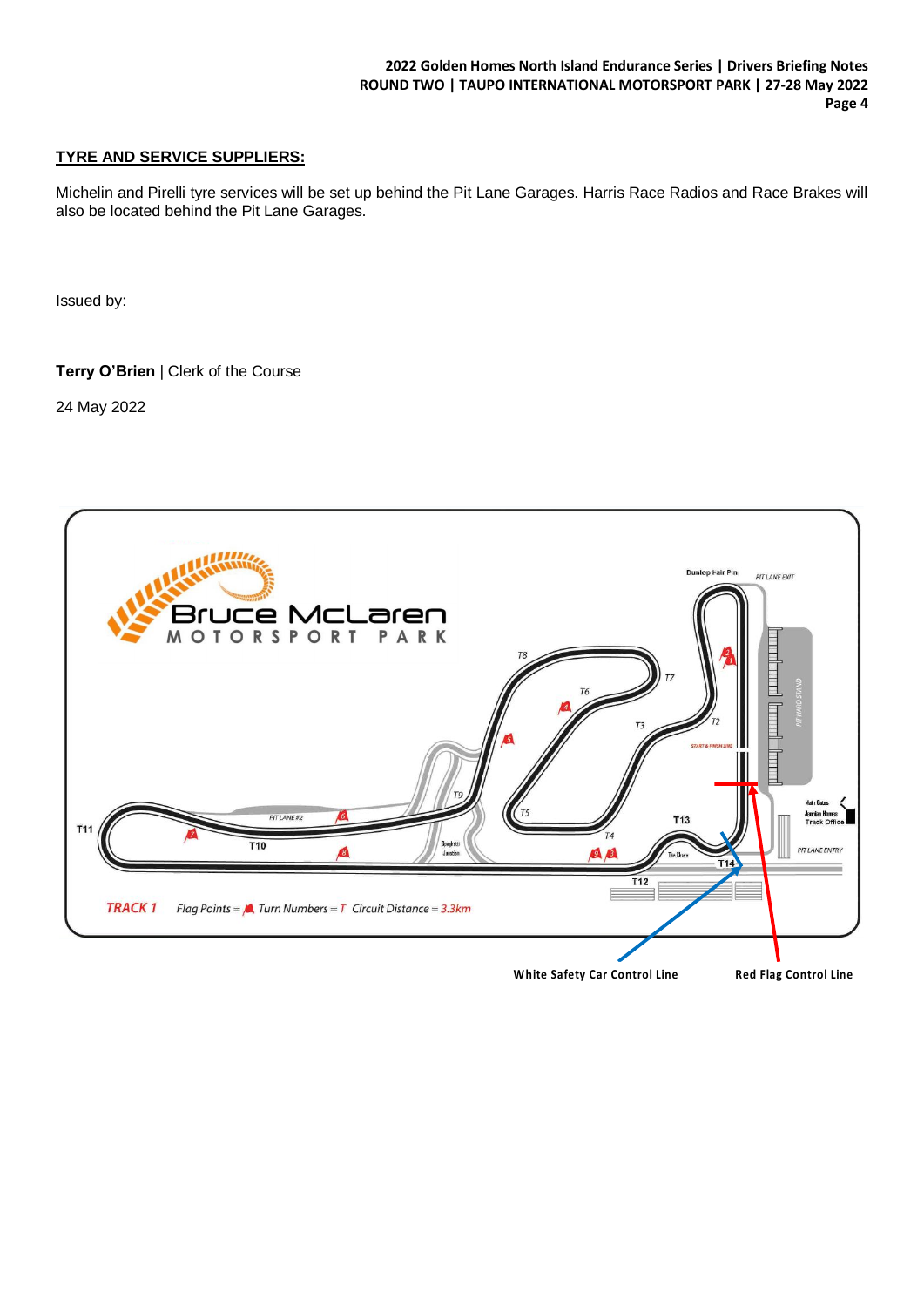## TYRE AND SERVICE SUPPLIERS:

Michelin and Pirelli tyre services will be set up behind the Pit Lane Garages. Harris Race Radios and Race Brakes will also be located behind the Pit Lane Garages.

Issued by:

**Terry O'Brien** | Clerk of the Course

24 May 2022

Bruce McLaren MOTORSPORT PARK

Dunlop Hair Pin

PIT LANE EXIT

PIT HARD STAND

START & FINISH LINE

T2

T3

T4

T5

T6

T7

T8

T9

T10

T11

T12

T13

T14

PIT LANE #2

Spaghetti Junction

The Esses

Main Gates

Jennian Homes Track Office

PIT LANE ENTRY

TRACK 1 Flag Points = Turn Numbers = T Circuit Distance = 3.3km

White Safety Car Control Line

Red Flag Control Line